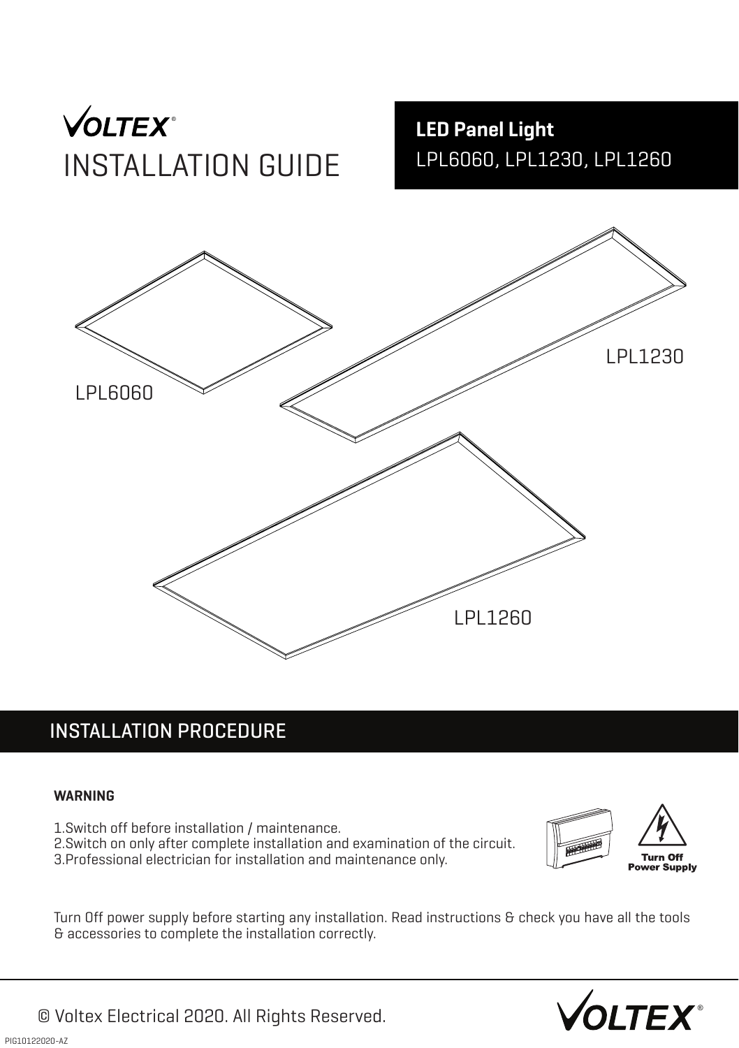VOLTEX®

# INSTALLATION GUIDE

**LED Panel Light**

LPL6060, LPL1230, LPL1260

LPL6060

LPL1230

LPL1260

## INSTALLATION PROCEDURE

**WARNING**

1.Switch off before installation / maintenance.
2.Switch on only after complete installation and examination of the circuit.
3.Professional electrician for installation and maintenance only.

**Turn Off Power Supply**

Turn Off power supply before starting any installation. Read instructions & check you have all the tools & accessories to complete the installation correctly.

© Voltex Electrical 2020. All Rights Reserved.

PIG10122020-AZ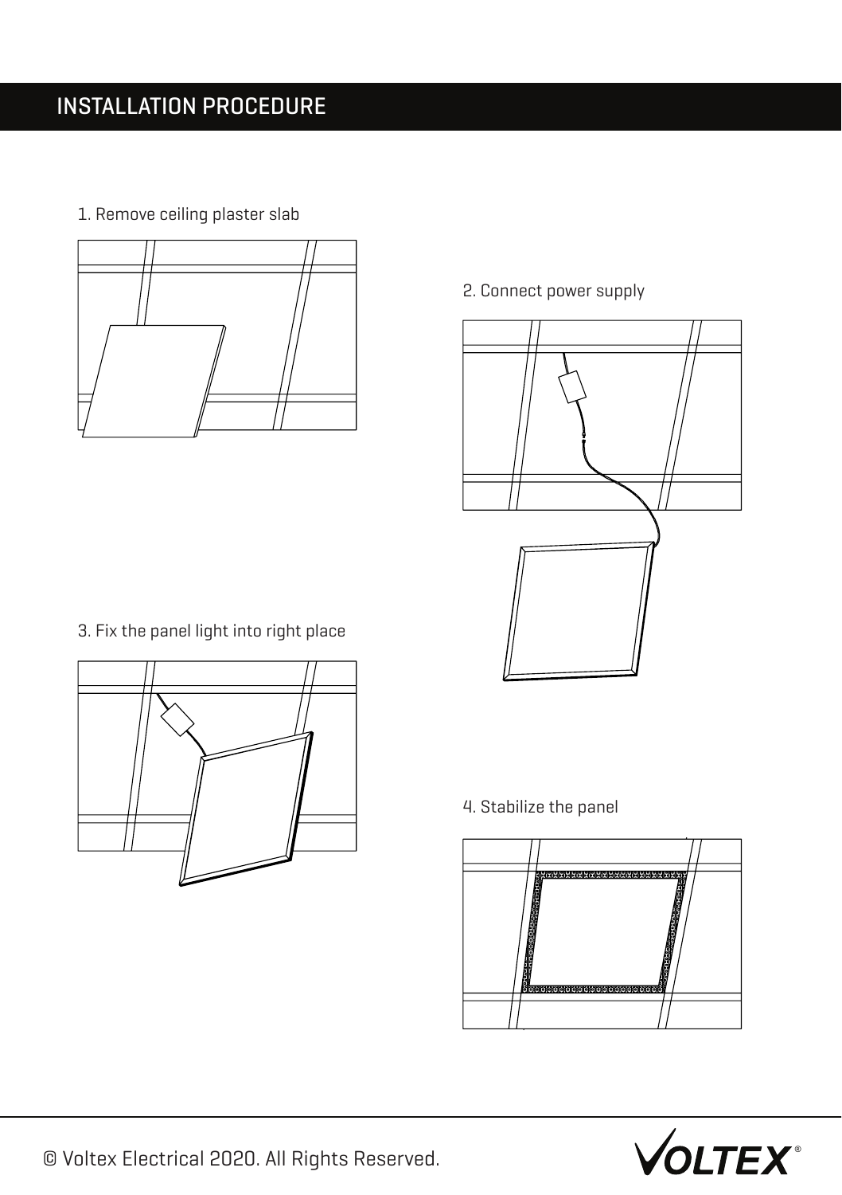# INSTALLATION PROCEDURE

1. Remove ceiling plaster slab

2. Connect power supply

3. Fix the panel light into right place

4. Stabilize the panel

© Voltex Electrical 2020. All Rights Reserved.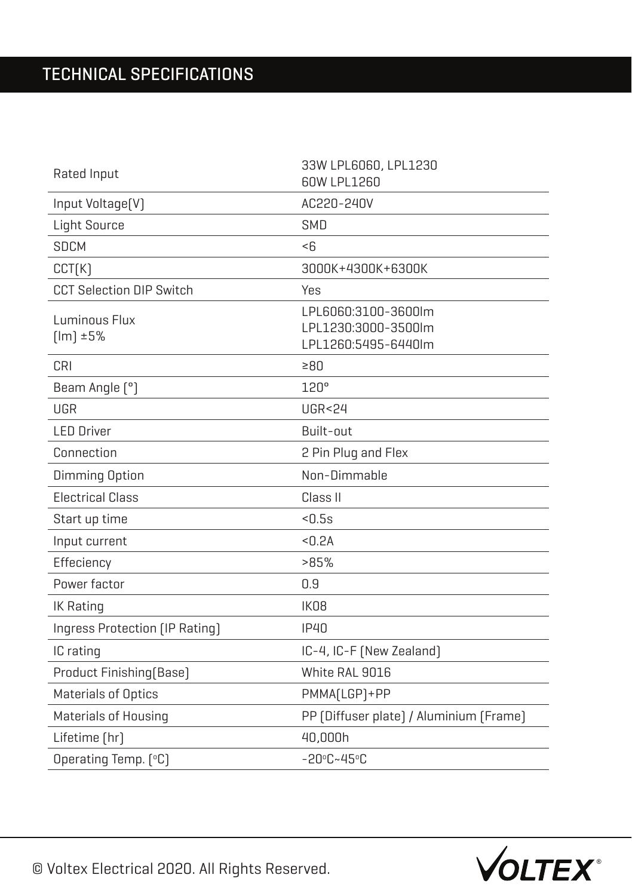# TECHNICAL SPECIFICATIONS

| | |
|---|---|
| Rated Input | 33W LPL6060, LPL1230<br>60W LPL1260 |
| Input Voltage(V) | AC220-240V |
| Light Source | SMD |
| SDCM | <6 |
| CCT(K) | 3000K+4300K+6300K |
| CCT Selection DIP Switch | Yes |
| Luminous Flux<br>(lm) ±5% | LPL6060:3100-3600lm<br>LPL1230:3000-3500lm<br>LPL1260:5495-6440lm |
| CRI | ≥80 |
| Beam Angle (°) | 120° |
| UGR | UGR<24 |
| LED Driver | Built-out |
| Connection | 2 Pin Plug and Flex |
| Dimming Option | Non-Dimmable |
| Electrical Class | Class II |
| Start up time | <0.5s |
| Input current | <0.2A |
| Effeciency | >85% |
| Power factor | 0.9 |
| IK Rating | IK08 |
| Ingress Protection (IP Rating) | IP40 |
| IC rating | IC-4, IC-F (New Zealand) |
| Product Finishing(Base) | White RAL 9016 |
| Materials of Optics | PMMA(LGP)+PP |
| Materials of Housing | PP (Diffuser plate) / Aluminium (Frame) |
| Lifetime (hr) | 40,000h |
| Operating Temp. (°C) | -20°C~45°C |

© Voltex Electrical 2020. All Rights Reserved.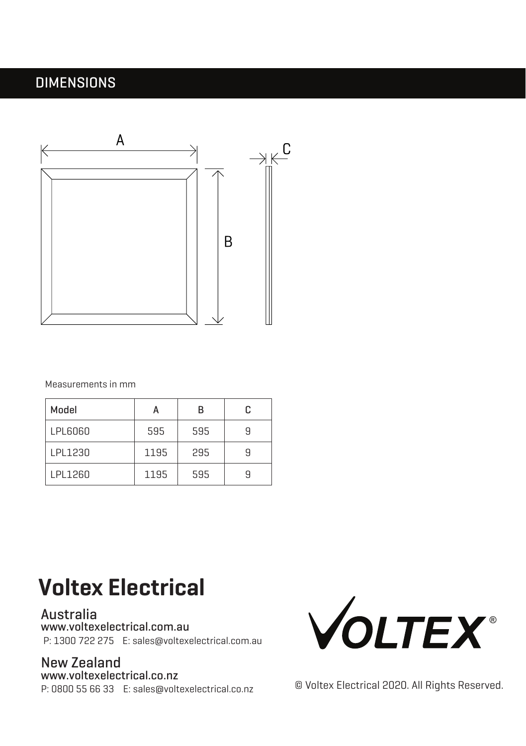## DIMENSIONS

A

B

C

Measurements in mm

| Model | A | B | C |
|---|---|---|---|
| LPL6060 | 595 | 595 | 9 |
| LPL1230 | 1195 | 295 | 9 |
| LPL1260 | 1195 | 595 | 9 |

# Voltex Electrical

Australia
www.voltexelectrical.com.au
P: 1300 722 275 E: sales@voltexelectrical.com.au

New Zealand
www.voltexelectrical.co.nz
P: 0800 55 66 33 E: sales@voltexelectrical.co.nz

VOLTEX®

© Voltex Electrical 2020. All Rights Reserved.